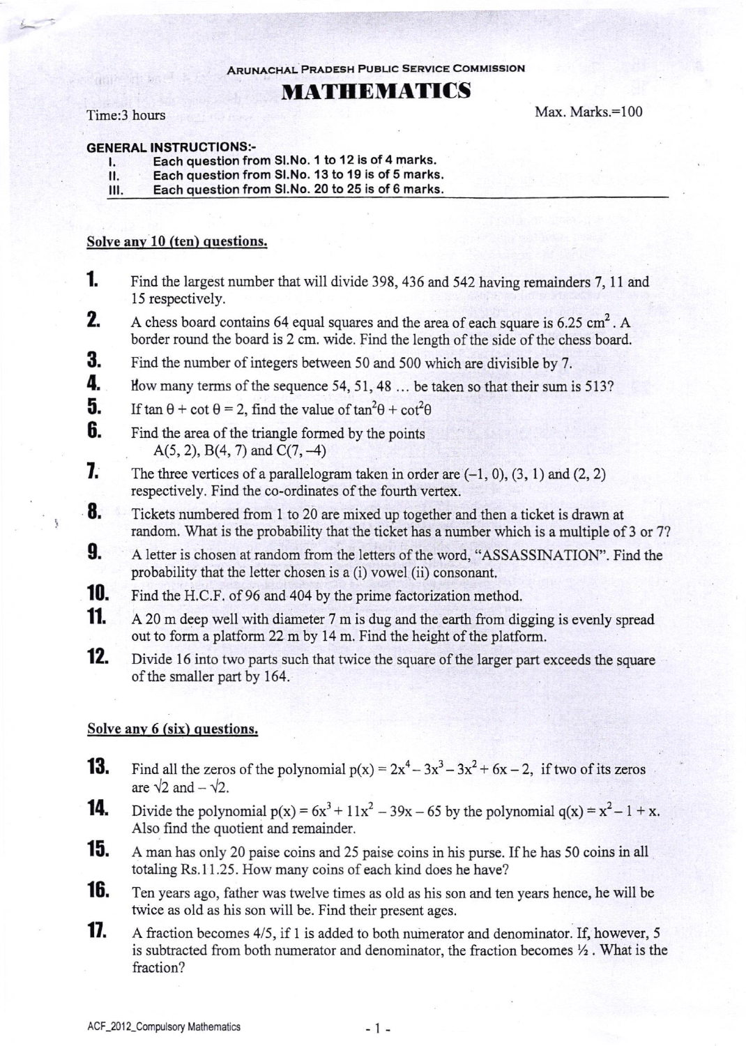ARUNACHAL PRADESH PUBLIC SERVICE COMMISSION

# MATHEMATICS

Time:3 hours　　　　　　　　　　　　　　　　　　　　　　Max. Marks.=100

**GENERAL INSTRUCTIONS:-**

I. Each question from Sl.No. 1 to 12 is of 4 marks.
II. Each question from Sl.No. 13 to 19 is of 5 marks.
III. Each question from Sl.No. 20 to 25 is of 6 marks.

## Solve any 10 (ten) questions.

**1.** Find the largest number that will divide 398, 436 and 542 having remainders 7, 11 and 15 respectively.

**2.** A chess board contains 64 equal squares and the area of each square is $6.25\ cm^2$. A border round the board is 2 cm. wide. Find the length of the side of the chess board.

**3.** Find the number of integers between 50 and 500 which are divisible by 7.

**4.** How many terms of the sequence 54, 51, 48 … be taken so that their sum is 513?

**5.** If $\tan\theta + \cot\theta = 2$, find the value of $\tan^2\theta + \cot^2\theta$

**6.** Find the area of the triangle formed by the points
$A(5, 2)$, $B(4, 7)$ and $C(7, -4)$

**7.** The three vertices of a parallelogram taken in order are $(-1, 0)$, $(3, 1)$ and $(2, 2)$ respectively. Find the co-ordinates of the fourth vertex.

**8.** Tickets numbered from 1 to 20 are mixed up together and then a ticket is drawn at random. What is the probability that the ticket has a number which is a multiple of 3 or 7?

**9.** A letter is chosen at random from the letters of the word, "ASSASSINATION". Find the probability that the letter chosen is a (i) vowel (ii) consonant.

**10.** Find the H.C.F. of 96 and 404 by the prime factorization method.

**11.** A 20 m deep well with diameter 7 m is dug and the earth from digging is evenly spread out to form a platform 22 m by 14 m. Find the height of the platform.

**12.** Divide 16 into two parts such that twice the square of the larger part exceeds the square of the smaller part by 164.

## Solve any 6 (six) questions.

**13.** Find all the zeros of the polynomial $p(x) = 2x^4 - 3x^3 - 3x^2 + 6x - 2$, if two of its zeros are $\sqrt{2}$ and $-\sqrt{2}$.

**14.** Divide the polynomial $p(x) = 6x^3 + 11x^2 - 39x - 65$ by the polynomial $q(x) = x^2 - 1 + x$. Also find the quotient and remainder.

**15.** A man has only 20 paise coins and 25 paise coins in his purse. If he has 50 coins in all totaling Rs.11.25. How many coins of each kind does he have?

**16.** Ten years ago, father was twelve times as old as his son and ten years hence, he will be twice as old as his son will be. Find their present ages.

**17.** A fraction becomes 4/5, if 1 is added to both numerator and denominator. If, however, 5 is subtracted from both numerator and denominator, the fraction becomes ½. What is the fraction?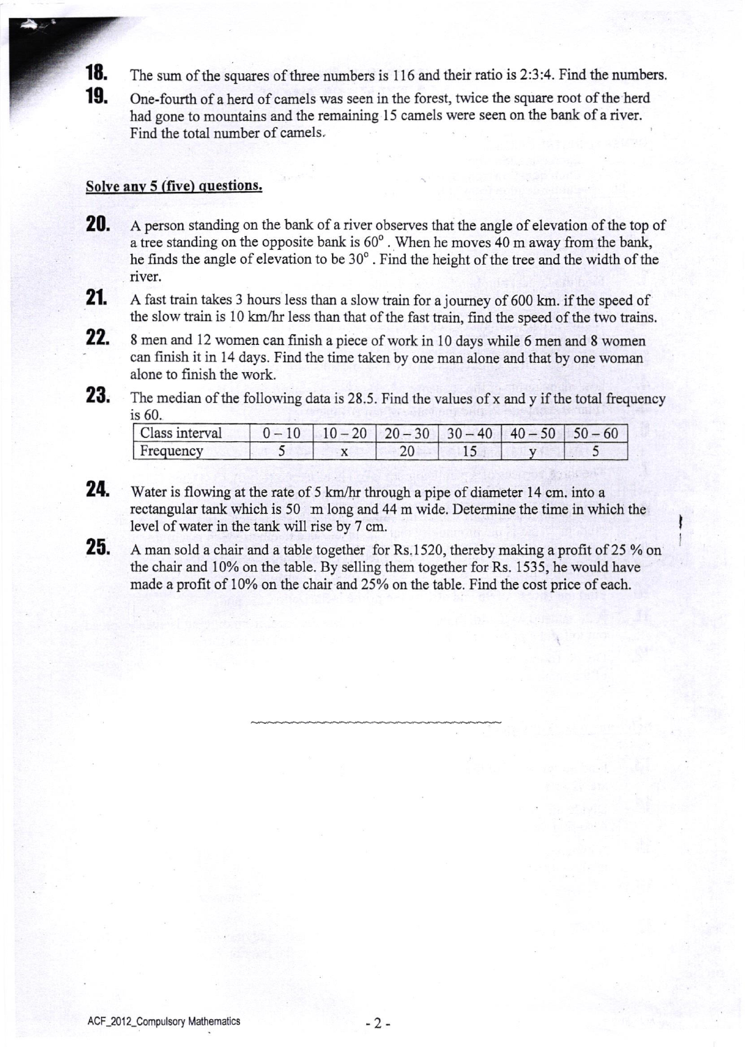**18.** The sum of the squares of three numbers is 116 and their ratio is 2:3:4. Find the numbers.

**19.** One-fourth of a herd of camels was seen in the forest, twice the square root of the herd had gone to mountains and the remaining 15 camels were seen on the bank of a river. Find the total number of camels.

**Solve any 5 (five) questions.**

**20.** A person standing on the bank of a river observes that the angle of elevation of the top of a tree standing on the opposite bank is $60^\circ$. When he moves 40 m away from the bank, he finds the angle of elevation to be $30^\circ$. Find the height of the tree and the width of the river.

**21.** A fast train takes 3 hours less than a slow train for a journey of 600 km. if the speed of the slow train is 10 km/hr less than that of the fast train, find the speed of the two trains.

**22.** 8 men and 12 women can finish a piece of work in 10 days while 6 men and 8 women can finish it in 14 days. Find the time taken by one man alone and that by one woman alone to finish the work.

**23.** The median of the following data is 28.5. Find the values of x and y if the total frequency is 60.

| Class interval | 0 – 10 | 10 – 20 | 20 – 30 | 30 – 40 | 40 – 50 | 50 – 60 |
|---|---|---|---|---|---|---|
| Frequency | 5 | x | 20 | 15 | y | 5 |

**24.** Water is flowing at the rate of 5 km/hr through a pipe of diameter 14 cm. into a rectangular tank which is 50 m long and 44 m wide. Determine the time in which the level of water in the tank will rise by 7 cm.

**25.** A man sold a chair and a table together for Rs.1520, thereby making a profit of 25 % on the chair and 10% on the table. By selling them together for Rs. 1535, he would have made a profit of 10% on the chair and 25% on the table. Find the cost price of each.